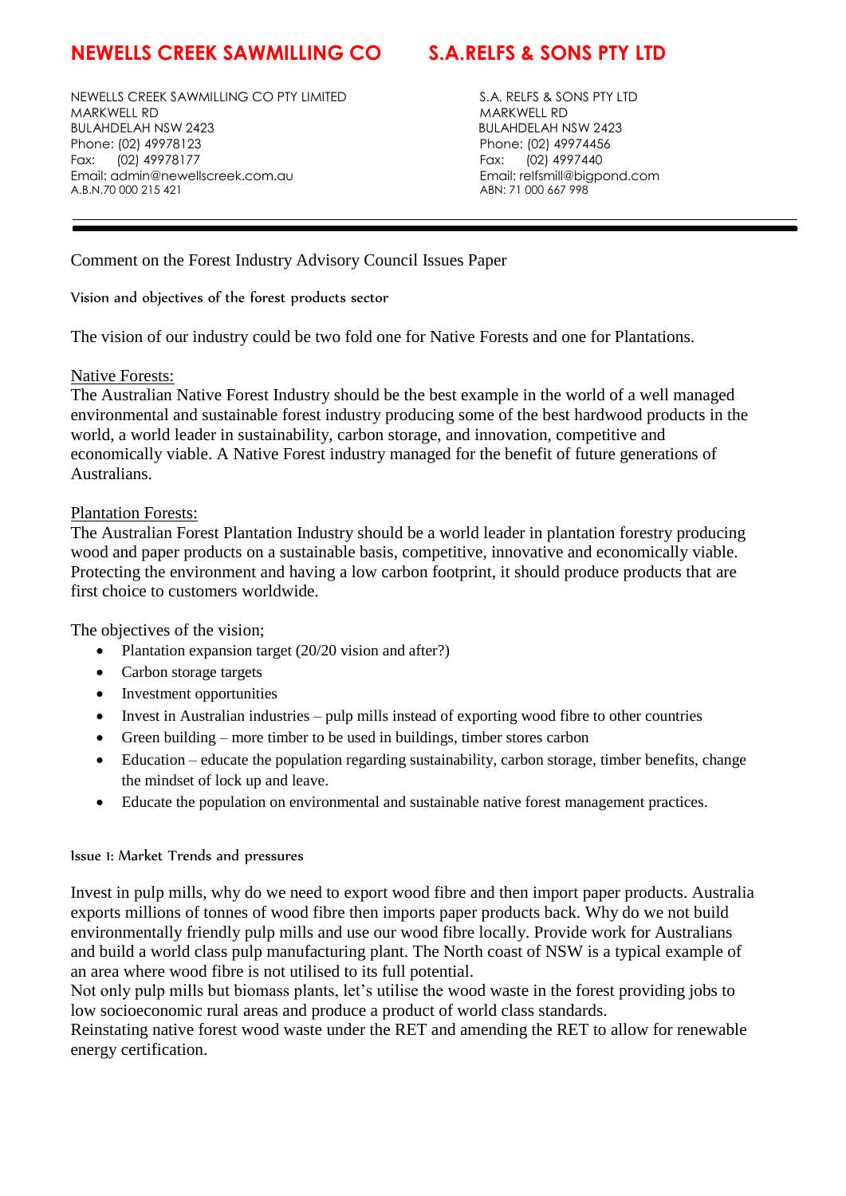**NEWELLS CREEK SAWMILLING CO** **S.A.RELFS & SONS PTY LTD**

NEWELLS CREEK SAWMILLING CO PTY LIMITED
MARKWELL RD
BULAHDELAH NSW 2423
Phone: (02) 49978123
Fax: (02) 49978177
Email: admin@newellscreek.com.au
A.B.N.70 000 215 421

S.A. RELFS & SONS PTY LTD
MARKWELL RD
BULAHDELAH NSW 2423
Phone: (02) 49974456
Fax: (02) 4997440
Email: relfsmill@bigpond.com
ABN: 71 000 667 998

---

Comment on the Forest Industry Advisory Council Issues Paper

Vision and objectives of the forest products sector

The vision of our industry could be two fold one for Native Forests and one for Plantations.

Native Forests:
The Australian Native Forest Industry should be the best example in the world of a well managed environmental and sustainable forest industry producing some of the best hardwood products in the world, a world leader in sustainability, carbon storage, and innovation, competitive and economically viable. A Native Forest industry managed for the benefit of future generations of Australians.

Plantation Forests:
The Australian Forest Plantation Industry should be a world leader in plantation forestry producing wood and paper products on a sustainable basis, competitive, innovative and economically viable. Protecting the environment and having a low carbon footprint, it should produce products that are first choice to customers worldwide.

The objectives of the vision;

- Plantation expansion target (20/20 vision and after?)
- Carbon storage targets
- Investment opportunities
- Invest in Australian industries – pulp mills instead of exporting wood fibre to other countries
- Green building – more timber to be used in buildings, timber stores carbon
- Education – educate the population regarding sustainability, carbon storage, timber benefits, change the mindset of lock up and leave.
- Educate the population on environmental and sustainable native forest management practices.

Issue 1: Market Trends and pressures

Invest in pulp mills, why do we need to export wood fibre and then import paper products. Australia exports millions of tonnes of wood fibre then imports paper products back. Why do we not build environmentally friendly pulp mills and use our wood fibre locally. Provide work for Australians and build a world class pulp manufacturing plant. The North coast of NSW is a typical example of an area where wood fibre is not utilised to its full potential.
Not only pulp mills but biomass plants, let's utilise the wood waste in the forest providing jobs to low socioeconomic rural areas and produce a product of world class standards.
Reinstating native forest wood waste under the RET and amending the RET to allow for renewable energy certification.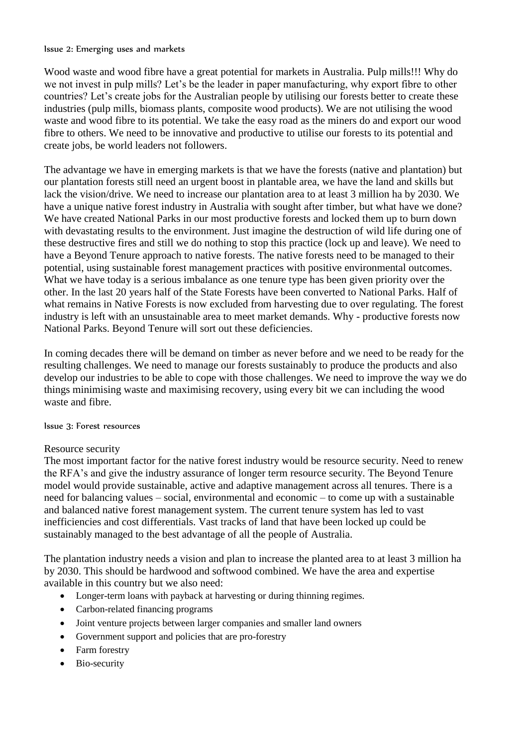### Issue 2: Emerging uses and markets

Wood waste and wood fibre have a great potential for markets in Australia. Pulp mills!!! Why do we not invest in pulp mills? Let's be the leader in paper manufacturing, why export fibre to other countries? Let's create jobs for the Australian people by utilising our forests better to create these industries (pulp mills, biomass plants, composite wood products). We are not utilising the wood waste and wood fibre to its potential. We take the easy road as the miners do and export our wood fibre to others. We need to be innovative and productive to utilise our forests to its potential and create jobs, be world leaders not followers.

The advantage we have in emerging markets is that we have the forests (native and plantation) but our plantation forests still need an urgent boost in plantable area, we have the land and skills but lack the vision/drive. We need to increase our plantation area to at least 3 million ha by 2030. We have a unique native forest industry in Australia with sought after timber, but what have we done? We have created National Parks in our most productive forests and locked them up to burn down with devastating results to the environment. Just imagine the destruction of wild life during one of these destructive fires and still we do nothing to stop this practice (lock up and leave). We need to have a Beyond Tenure approach to native forests. The native forests need to be managed to their potential, using sustainable forest management practices with positive environmental outcomes. What we have today is a serious imbalance as one tenure type has been given priority over the other. In the last 20 years half of the State Forests have been converted to National Parks. Half of what remains in Native Forests is now excluded from harvesting due to over regulating. The forest industry is left with an unsustainable area to meet market demands. Why - productive forests now National Parks. Beyond Tenure will sort out these deficiencies.

In coming decades there will be demand on timber as never before and we need to be ready for the resulting challenges. We need to manage our forests sustainably to produce the products and also develop our industries to be able to cope with those challenges. We need to improve the way we do things minimising waste and maximising recovery, using every bit we can including the wood waste and fibre.

### Issue 3: Forest resources

Resource security

The most important factor for the native forest industry would be resource security. Need to renew the RFA's and give the industry assurance of longer term resource security. The Beyond Tenure model would provide sustainable, active and adaptive management across all tenures. There is a need for balancing values – social, environmental and economic – to come up with a sustainable and balanced native forest management system. The current tenure system has led to vast inefficiencies and cost differentials. Vast tracks of land that have been locked up could be sustainably managed to the best advantage of all the people of Australia.

The plantation industry needs a vision and plan to increase the planted area to at least 3 million ha by 2030. This should be hardwood and softwood combined. We have the area and expertise available in this country but we also need:

- Longer-term loans with payback at harvesting or during thinning regimes.
- Carbon-related financing programs
- Joint venture projects between larger companies and smaller land owners
- Government support and policies that are pro-forestry
- Farm forestry
- Bio-security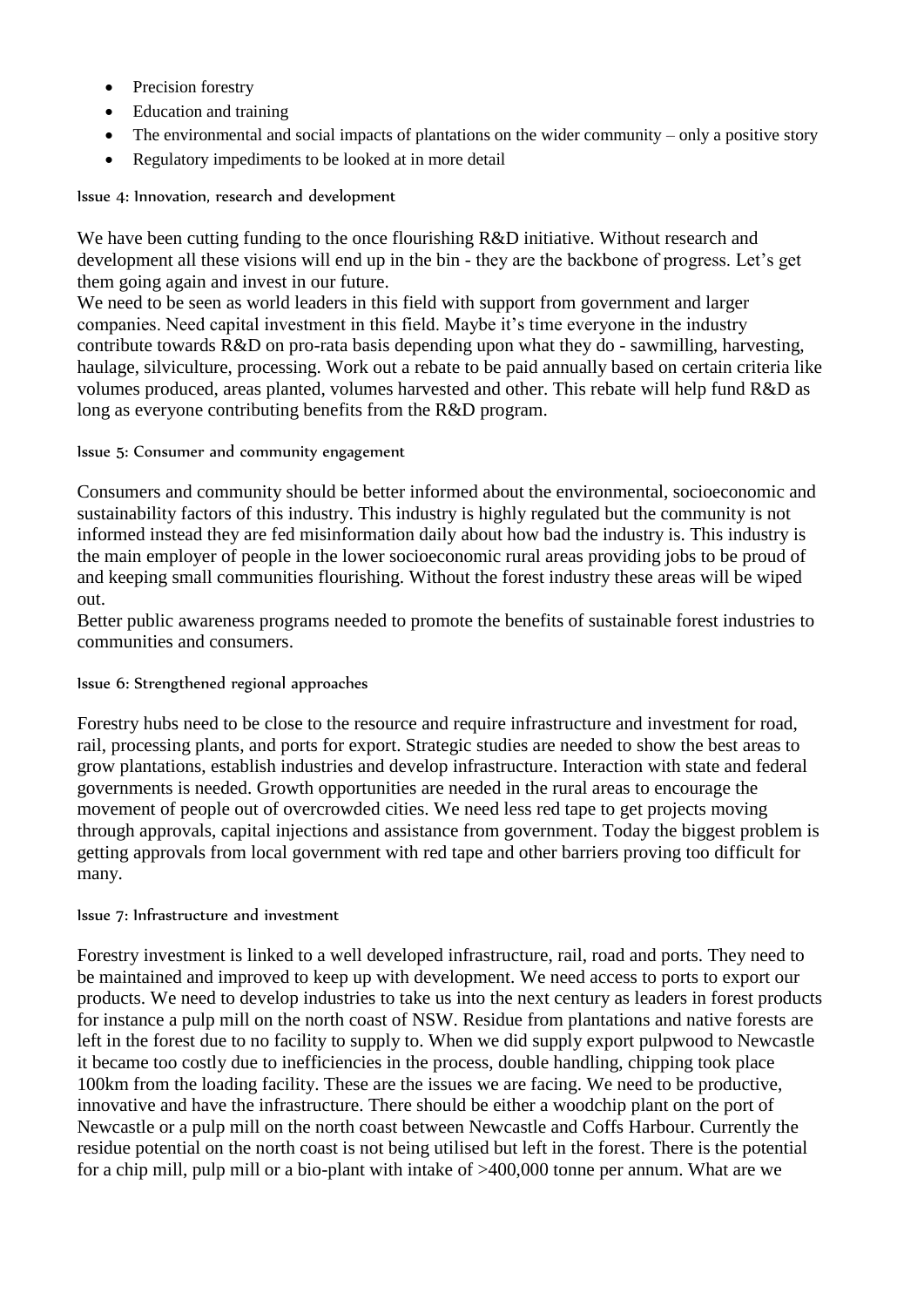- Precision forestry
- Education and training
- The environmental and social impacts of plantations on the wider community – only a positive story
- Regulatory impediments to be looked at in more detail

### Issue 4: Innovation, research and development

We have been cutting funding to the once flourishing R&D initiative. Without research and development all these visions will end up in the bin - they are the backbone of progress. Let's get them going again and invest in our future.
We need to be seen as world leaders in this field with support from government and larger companies. Need capital investment in this field. Maybe it's time everyone in the industry contribute towards R&D on pro-rata basis depending upon what they do - sawmilling, harvesting, haulage, silviculture, processing. Work out a rebate to be paid annually based on certain criteria like volumes produced, areas planted, volumes harvested and other. This rebate will help fund R&D as long as everyone contributing benefits from the R&D program.

### Issue 5: Consumer and community engagement

Consumers and community should be better informed about the environmental, socioeconomic and sustainability factors of this industry. This industry is highly regulated but the community is not informed instead they are fed misinformation daily about how bad the industry is. This industry is the main employer of people in the lower socioeconomic rural areas providing jobs to be proud of and keeping small communities flourishing. Without the forest industry these areas will be wiped out.
Better public awareness programs needed to promote the benefits of sustainable forest industries to communities and consumers.

### Issue 6: Strengthened regional approaches

Forestry hubs need to be close to the resource and require infrastructure and investment for road, rail, processing plants, and ports for export. Strategic studies are needed to show the best areas to grow plantations, establish industries and develop infrastructure. Interaction with state and federal governments is needed. Growth opportunities are needed in the rural areas to encourage the movement of people out of overcrowded cities. We need less red tape to get projects moving through approvals, capital injections and assistance from government. Today the biggest problem is getting approvals from local government with red tape and other barriers proving too difficult for many.

### Issue 7: Infrastructure and investment

Forestry investment is linked to a well developed infrastructure, rail, road and ports. They need to be maintained and improved to keep up with development. We need access to ports to export our products. We need to develop industries to take us into the next century as leaders in forest products for instance a pulp mill on the north coast of NSW. Residue from plantations and native forests are left in the forest due to no facility to supply to. When we did supply export pulpwood to Newcastle it became too costly due to inefficiencies in the process, double handling, chipping took place 100km from the loading facility. These are the issues we are facing. We need to be productive, innovative and have the infrastructure. There should be either a woodchip plant on the port of Newcastle or a pulp mill on the north coast between Newcastle and Coffs Harbour. Currently the residue potential on the north coast is not being utilised but left in the forest. There is the potential for a chip mill, pulp mill or a bio-plant with intake of >400,000 tonne per annum. What are we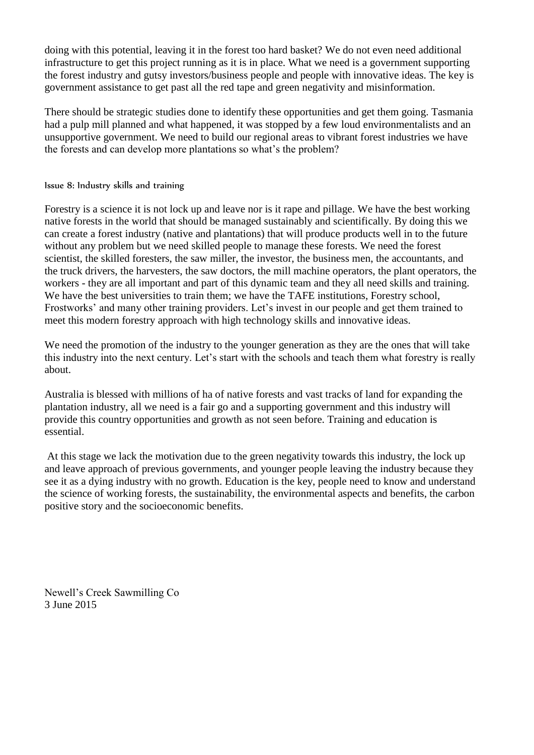doing with this potential, leaving it in the forest too hard basket? We do not even need additional infrastructure to get this project running as it is in place. What we need is a government supporting the forest industry and gutsy investors/business people and people with innovative ideas. The key is government assistance to get past all the red tape and green negativity and misinformation.

There should be strategic studies done to identify these opportunities and get them going. Tasmania had a pulp mill planned and what happened, it was stopped by a few loud environmentalists and an unsupportive government. We need to build our regional areas to vibrant forest industries we have the forests and can develop more plantations so what's the problem?

## Issue 8: Industry skills and training

Forestry is a science it is not lock up and leave nor is it rape and pillage. We have the best working native forests in the world that should be managed sustainably and scientifically. By doing this we can create a forest industry (native and plantations) that will produce products well in to the future without any problem but we need skilled people to manage these forests. We need the forest scientist, the skilled foresters, the saw miller, the investor, the business men, the accountants, and the truck drivers, the harvesters, the saw doctors, the mill machine operators, the plant operators, the workers - they are all important and part of this dynamic team and they all need skills and training. We have the best universities to train them; we have the TAFE institutions, Forestry school, Frostworks' and many other training providers. Let's invest in our people and get them trained to meet this modern forestry approach with high technology skills and innovative ideas.

We need the promotion of the industry to the younger generation as they are the ones that will take this industry into the next century. Let's start with the schools and teach them what forestry is really about.

Australia is blessed with millions of ha of native forests and vast tracks of land for expanding the plantation industry, all we need is a fair go and a supporting government and this industry will provide this country opportunities and growth as not seen before. Training and education is essential.

At this stage we lack the motivation due to the green negativity towards this industry, the lock up and leave approach of previous governments, and younger people leaving the industry because they see it as a dying industry with no growth. Education is the key, people need to know and understand the science of working forests, the sustainability, the environmental aspects and benefits, the carbon positive story and the socioeconomic benefits.

Newell's Creek Sawmilling Co
3 June 2015